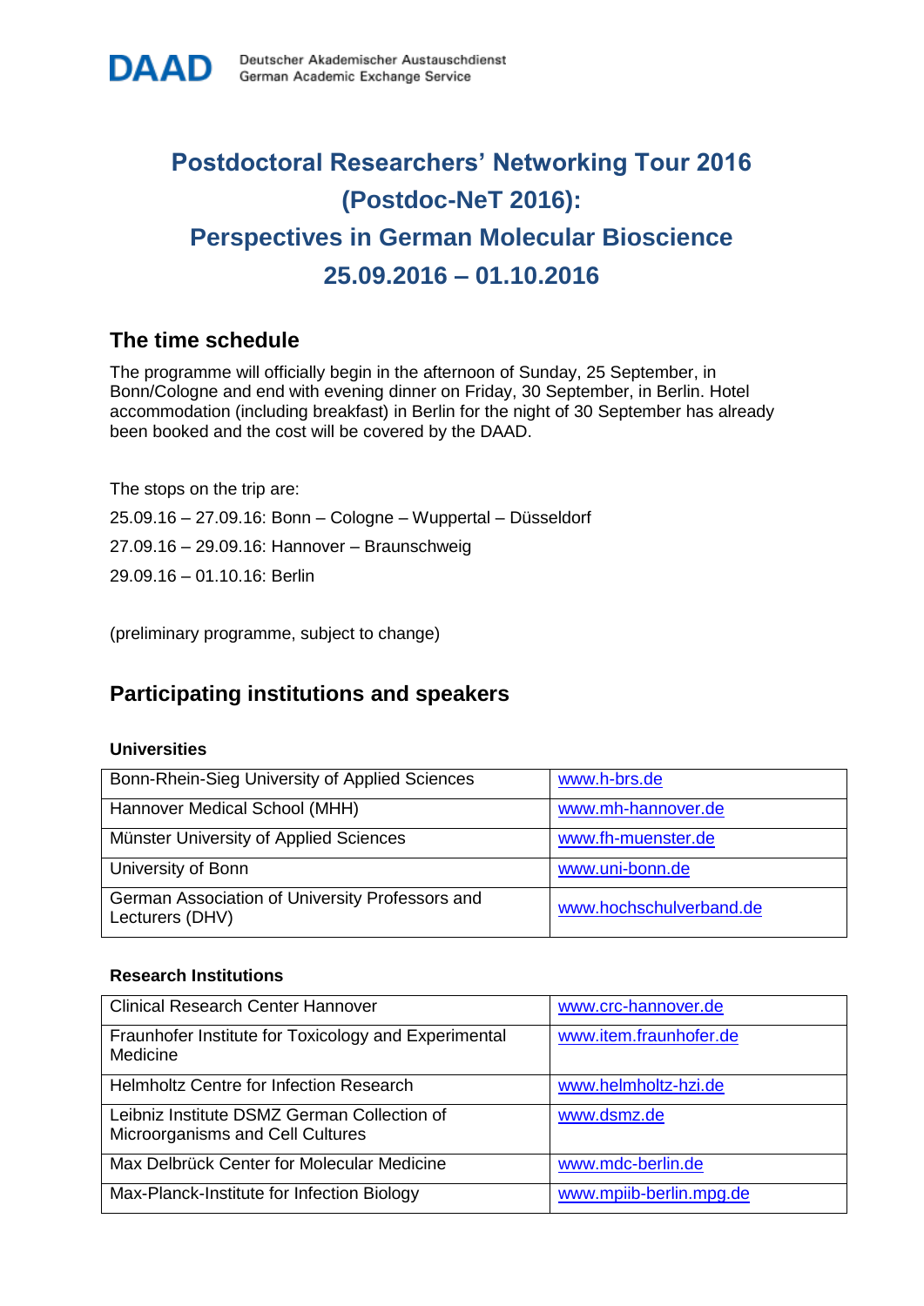DAAD Deutscher Akademischer Austauschdienst
German Academic Exchange Service

# Postdoctoral Researchers' Networking Tour 2016 (Postdoc-NeT 2016): Perspectives in German Molecular Bioscience 25.09.2016 – 01.10.2016

## The time schedule

The programme will officially begin in the afternoon of Sunday, 25 September, in Bonn/Cologne and end with evening dinner on Friday, 30 September, in Berlin. Hotel accommodation (including breakfast) in Berlin for the night of 30 September has already been booked and the cost will be covered by the DAAD.

The stops on the trip are:

25.09.16 – 27.09.16: Bonn – Cologne – Wuppertal – Düsseldorf

27.09.16 – 29.09.16: Hannover – Braunschweig

29.09.16 – 01.10.16: Berlin

(preliminary programme, subject to change)

## Participating institutions and speakers

### Universities

| Institution | Website |
| --- | --- |
| Bonn-Rhein-Sieg University of Applied Sciences | www.h-brs.de |
| Hannover Medical School (MHH) | www.mh-hannover.de |
| Münster University of Applied Sciences | www.fh-muenster.de |
| University of Bonn | www.uni-bonn.de |
| German Association of University Professors and Lecturers (DHV) | www.hochschulverband.de |

### Research Institutions

| Institution | Website |
| --- | --- |
| Clinical Research Center Hannover | www.crc-hannover.de |
| Fraunhofer Institute for Toxicology and Experimental Medicine | www.item.fraunhofer.de |
| Helmholtz Centre for Infection Research | www.helmholtz-hzi.de |
| Leibniz Institute DSMZ German Collection of Microorganisms and Cell Cultures | www.dsmz.de |
| Max Delbrück Center for Molecular Medicine | www.mdc-berlin.de |
| Max-Planck-Institute for Infection Biology | www.mpiib-berlin.mpg.de |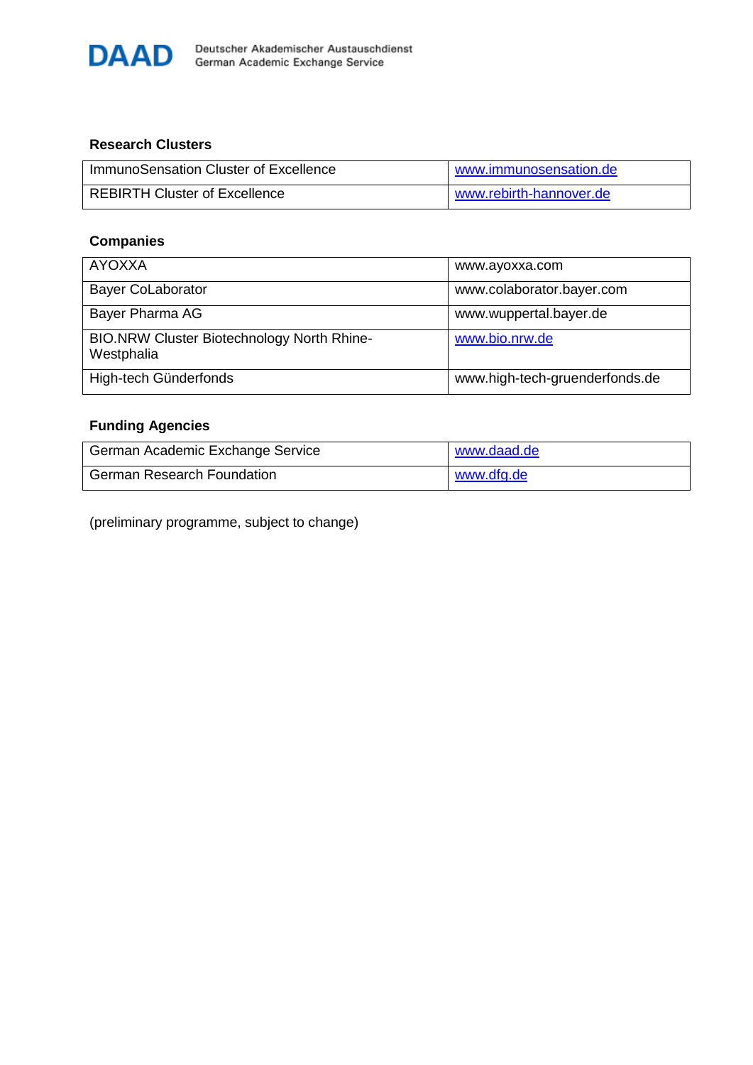### Research Clusters

| | |
|---|---|
| ImmunoSensation Cluster of Excellence | www.immunosensation.de |
| REBIRTH Cluster of Excellence | www.rebirth-hannover.de |

### Companies

| | |
|---|---|
| AYOXXA | www.ayoxxa.com |
| Bayer CoLaborator | www.colaborator.bayer.com |
| Bayer Pharma AG | www.wuppertal.bayer.de |
| BIO.NRW Cluster Biotechnology North Rhine-Westphalia | www.bio.nrw.de |
| High-tech Günderfonds | www.high-tech-gruenderfonds.de |

### Funding Agencies

| | |
|---|---|
| German Academic Exchange Service | www.daad.de |
| German Research Foundation | www.dfg.de |

(preliminary programme, subject to change)